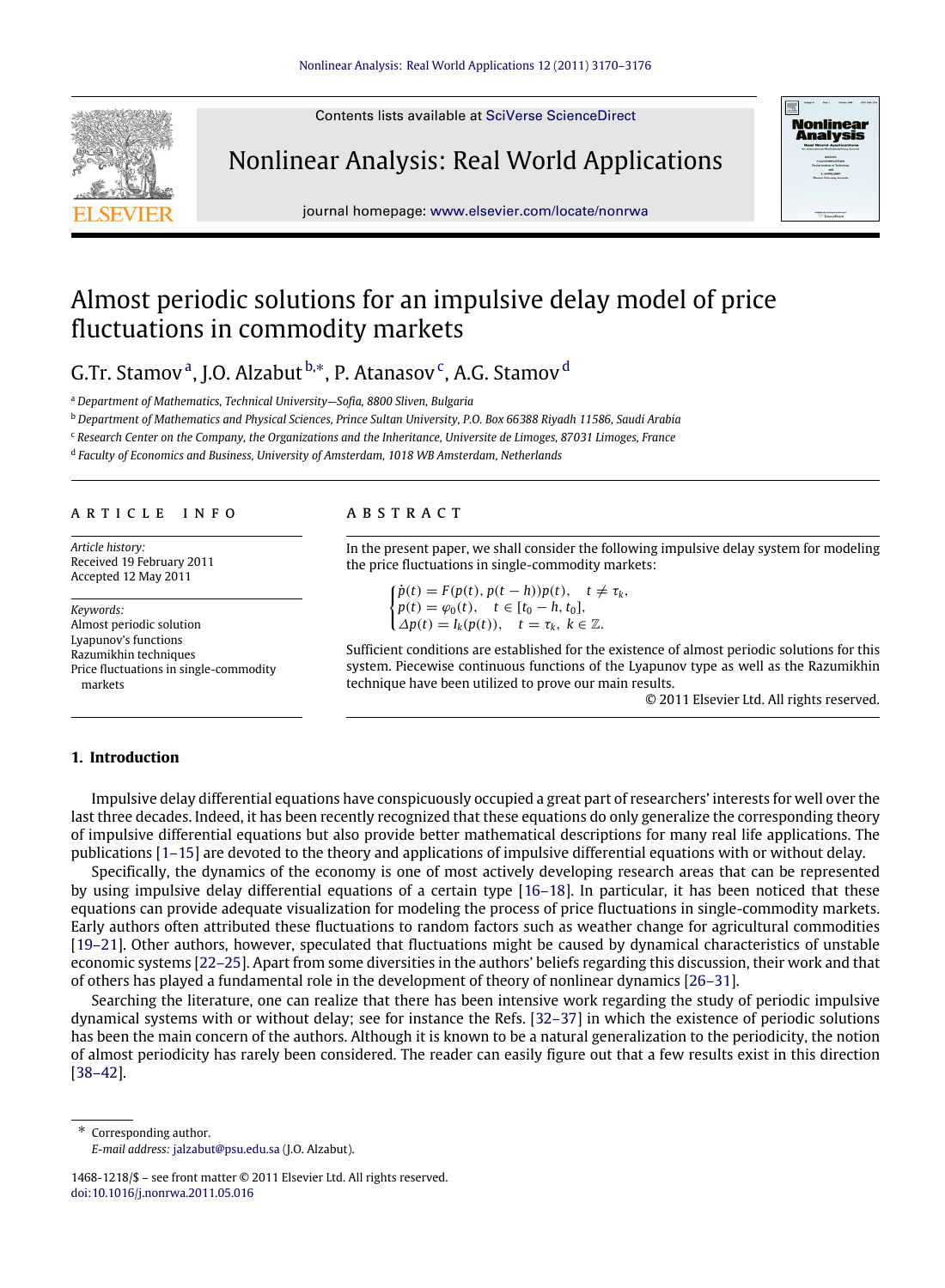# Almost periodic solutions for an impulsive delay model of price fluctuations in commodity markets

G.Tr. Stamov [a], J.O. Alzabut [b,*], P. Atanasov [c], A.G. Stamov [d]

[a] Department of Mathematics, Technical University—Sofia, 8800 Sliven, Bulgaria

[b] Department of Mathematics and Physical Sciences, Prince Sultan University, P.O. Box 66388 Riyadh 11586, Saudi Arabia

[c] Research Center on the Company, the Organizations and the Inheritance, Universite de Limoges, 87031 Limoges, France

[d] Faculty of Economics and Business, University of Amsterdam, 1018 WB Amsterdam, Netherlands

## ARTICLE INFO

*Article history:*
Received 19 February 2011
Accepted 12 May 2011

*Keywords:*
Almost periodic solution
Lyapunov's functions
Razumikhin techniques
Price fluctuations in single-commodity markets

## ABSTRACT

In the present paper, we shall consider the following impulsive delay system for modeling the price fluctuations in single-commodity markets:

$$\begin{cases} \dot{p}(t) = F(p(t), p(t-h))p(t), & t \neq \tau_k, \\ p(t) = \varphi_0(t), & t \in [t_0 - h, t_0], \\ \Delta p(t) = I_k(p(t)), & t = \tau_k,\ k \in \mathbb{Z}. \end{cases}$$

Sufficient conditions are established for the existence of almost periodic solutions for this system. Piecewise continuous functions of the Lyapunov type as well as the Razumikhin technique have been utilized to prove our main results.

© 2011 Elsevier Ltd. All rights reserved.

## 1. Introduction

Impulsive delay differential equations have conspicuously occupied a great part of researchers' interests for well over the last three decades. Indeed, it has been recently recognized that these equations do only generalize the corresponding theory of impulsive differential equations but also provide better mathematical descriptions for many real life applications. The publications [1–15] are devoted to the theory and applications of impulsive differential equations with or without delay.

Specifically, the dynamics of the economy is one of most actively developing research areas that can be represented by using impulsive delay differential equations of a certain type [16–18]. In particular, it has been noticed that these equations can provide adequate visualization for modeling the process of price fluctuations in single-commodity markets. Early authors often attributed these fluctuations to random factors such as weather change for agricultural commodities [19–21]. Other authors, however, speculated that fluctuations might be caused by dynamical characteristics of unstable economic systems [22–25]. Apart from some diversities in the authors' beliefs regarding this discussion, their work and that of others has played a fundamental role in the development of theory of nonlinear dynamics [26–31].

Searching the literature, one can realize that there has been intensive work regarding the study of periodic impulsive dynamical systems with or without delay; see for instance the Refs. [32–37] in which the existence of periodic solutions has been the main concern of the authors. Although it is known to be a natural generalization to the periodicity, the notion of almost periodicity has rarely been considered. The reader can easily figure out that a few results exist in this direction [38–42].

\* Corresponding author.
*E-mail address:* jalzabut@psu.edu.sa (J.O. Alzabut).

1468-1218/$ – see front matter © 2011 Elsevier Ltd. All rights reserved.
doi:10.1016/j.nonrwa.2011.05.016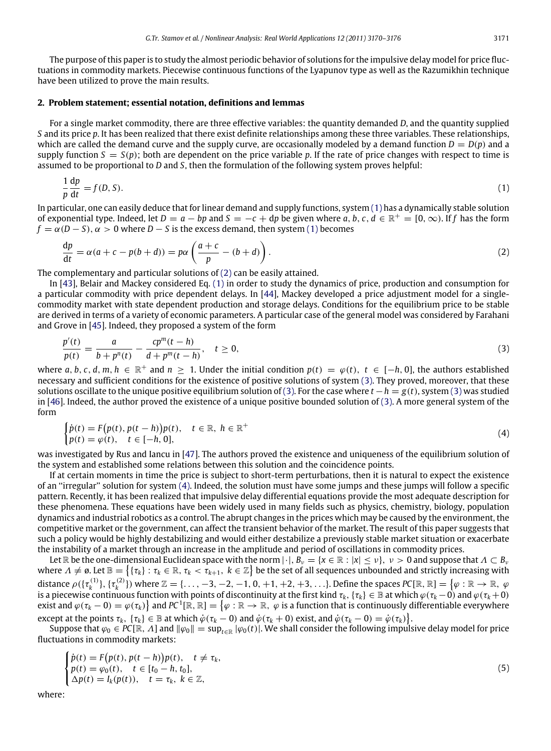The purpose of this paper is to study the almost periodic behavior of solutions for the impulsive delay model for price fluctuations in commodity markets. Piecewise continuous functions of the Lyapunov type as well as the Razumikhin technique have been utilized to prove the main results.

## 2. Problem statement; essential notation, definitions and lemmas

For a single market commodity, there are three effective variables: the quantity demanded $D$, and the quantity supplied $S$ and its price $p$. It has been realized that there exist definite relationships among these three variables. These relationships, which are called the demand curve and the supply curve, are occasionally modeled by a demand function $D = D(p)$ and a supply function $S = S(p)$; both are dependent on the price variable $p$. If the rate of price changes with respect to time is assumed to be proportional to $D$ and $S$, then the formulation of the following system proves helpful:

$$\frac{1}{p}\frac{\mathrm{d}p}{\mathrm{d}t} = f(D, S). \tag{1}$$

In particular, one can easily deduce that for linear demand and supply functions, system (1) has a dynamically stable solution of exponential type. Indeed, let $D = a - bp$ and $S = -c + \mathrm{d}p$ be given where $a, b, c, d \in \mathbb{R}^+ = [0, \infty)$. If $f$ has the form $f = \alpha(D - S)$, $\alpha > 0$ where $D - S$ is the excess demand, then system (1) becomes

$$\frac{\mathrm{d}p}{\mathrm{d}t} = \alpha(a + c - p(b + d)) = p\alpha\left(\frac{a + c}{p} - (b + d)\right). \tag{2}$$

The complementary and particular solutions of (2) can be easily attained.

In [43], Belair and Mackey considered Eq. (1) in order to study the dynamics of price, production and consumption for a particular commodity with price dependent delays. In [44], Mackey developed a price adjustment model for a single-commodity market with state dependent production and storage delays. Conditions for the equilibrium price to be stable are derived in terms of a variety of economic parameters. A particular case of the general model was considered by Farahani and Grove in [45]. Indeed, they proposed a system of the form

$$\frac{p'(t)}{p(t)} = \frac{a}{b + p^n(t)} - \frac{cp^m(t - h)}{d + p^m(t - h)}, \quad t \geq 0, \tag{3}$$

where $a, b, c, d, m, h \in \mathbb{R}^+$ and $n \geq 1$. Under the initial condition $p(t) = \varphi(t)$, $t \in [-h, 0]$, the authors established necessary and sufficient conditions for the existence of positive solutions of system (3). They proved, moreover, that these solutions oscillate to the unique positive equilibrium solution of (3). For the case where $t - h = g(t)$, system (3) was studied in [46]. Indeed, the author proved the existence of a unique positive bounded solution of (3). A more general system of the form

$$\begin{cases} \dot{p}(t) = F\big(p(t), p(t - h)\big)p(t), & t \in \mathbb{R},\ h \in \mathbb{R}^+ \\ p(t) = \varphi(t), & t \in [-h, 0], \end{cases} \tag{4}$$

was investigated by Rus and Iancu in [47]. The authors proved the existence and uniqueness of the equilibrium solution of the system and established some relations between this solution and the coincidence points.

If at certain moments in time the price is subject to short-term perturbations, then it is natural to expect the existence of an "irregular" solution for system (4). Indeed, the solution must have some jumps and these jumps will follow a specific pattern. Recently, it has been realized that impulsive delay differential equations provide the most adequate description for these phenomena. These equations have been widely used in many fields such as physics, chemistry, biology, population dynamics and industrial robotics as a control. The abrupt changes in the prices which may be caused by the environment, the competitive market or the government, can affect the transient behavior of the market. The result of this paper suggests that such a policy would be highly destabilizing and would either destabilize a previously stable market situation or exacerbate the instability of a market through an increase in the amplitude and period of oscillations in commodity prices.

Let $\mathbb{R}$ be the one-dimensional Euclidean space with the norm $|\cdot|$, $B_\nu = \{x \in \mathbb{R} : |x| \leq \nu\}$, $\nu > 0$ and suppose that $\Lambda \subset B_\nu$ where $\Lambda \neq \emptyset$. Let $\mathbb{B} = \big\{\{\tau_k\} : \tau_k \in \mathbb{R}, \tau_k < \tau_{k+1}, k \in \mathbb{Z}\big\}$ be the set of all sequences unbounded and strictly increasing with distance $\rho(\{\tau_k^{(1)}\}, \{\tau_k^{(2)}\})$ where $\mathbb{Z} = \{\ldots, -3, -2, -1, 0, +1, +2, +3, \ldots\}$. Define the spaces $PC[\mathbb{R}, \mathbb{R}] = \big\{\varphi : \mathbb{R} \to \mathbb{R},\ \varphi$ is a piecewise continuous function with points of discontinuity at the first kind $\tau_k$, $\{\tau_k\} \in \mathbb{B}$ at which $\varphi(\tau_k - 0)$ and $\varphi(\tau_k + 0)$ exist and $\varphi(\tau_k - 0) = \varphi(\tau_k)\big\}$ and $PC^1[\mathbb{R}, \mathbb{R}] = \big\{\varphi : \mathbb{R} \to \mathbb{R},\ \varphi$ is a function that is continuously differentiable everywhere except at the points $\tau_k$, $\{\tau_k\} \in \mathbb{B}$ at which $\dot{\varphi}(\tau_k - 0)$ and $\dot{\varphi}(\tau_k + 0)$ exist, and $\dot{\varphi}(\tau_k - 0) = \dot{\varphi}(\tau_k)\big\}$.

Suppose that $\varphi_0 \in PC[\mathbb{R}, \Lambda]$ and $\|\varphi_0\| = \sup_{t \in \mathbb{R}} |\varphi_0(t)|$. We shall consider the following impulsive delay model for price fluctuations in commodity markets:

$$\begin{cases} \dot{p}(t) = F\big(p(t), p(t - h)\big)p(t), & t \neq \tau_k, \\ p(t) = \varphi_0(t), & t \in [t_0 - h, t_0], \\ \Delta p(t) = I_k(p(t)), & t = \tau_k,\ k \in \mathbb{Z}, \end{cases} \tag{5}$$

where: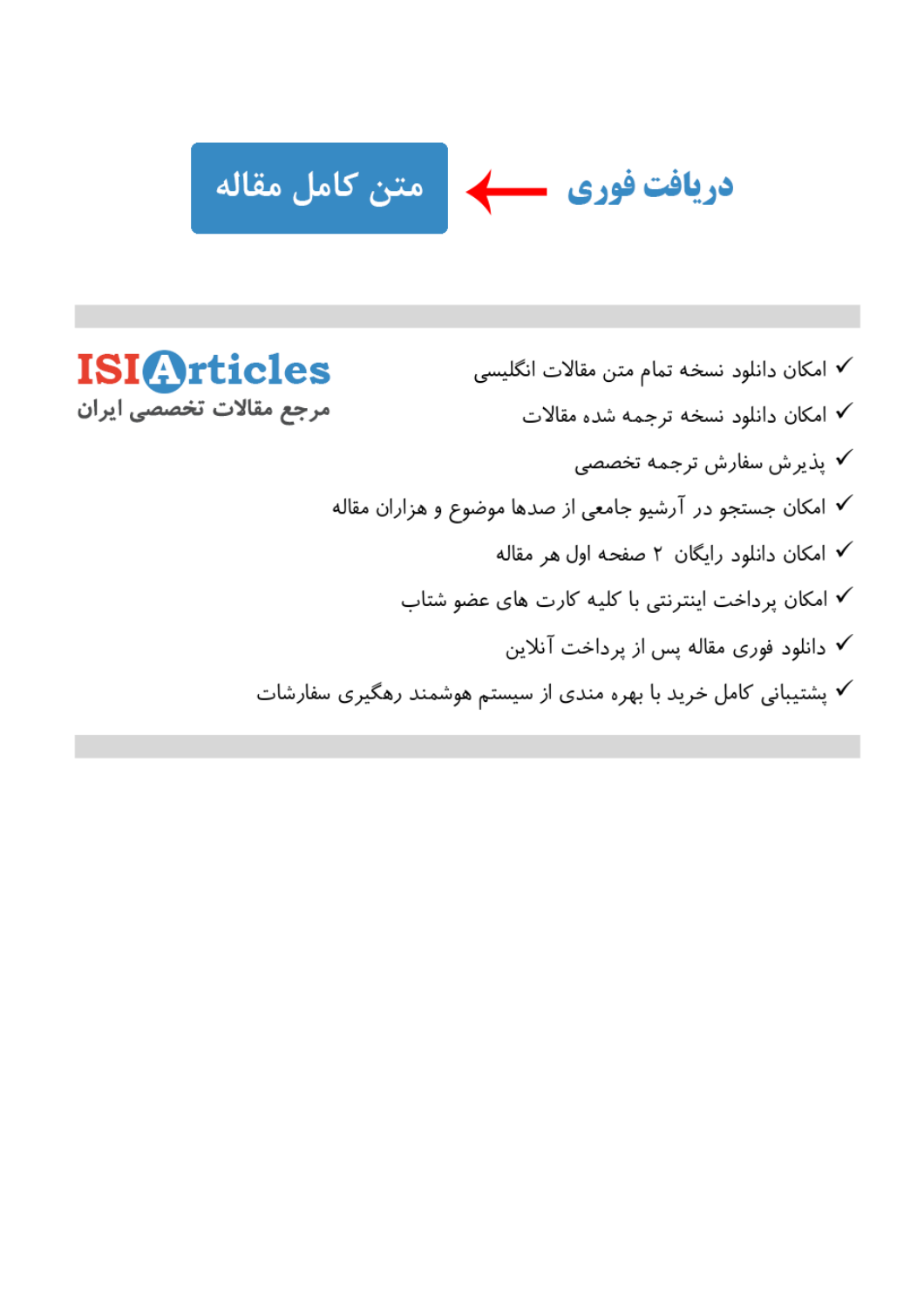دریافت فوری ← متن کامل مقاله

**ISIArticles**
مرجع مقالات تخصصی ایران

- ✓ امکان دانلود نسخه تمام متن مقالات انگلیسی
- ✓ امکان دانلود نسخه ترجمه شده مقالات
- ✓ پذیرش سفارش ترجمه تخصصی
- ✓ امکان جستجو در آرشیو جامعی از صدها موضوع و هزاران مقاله
- ✓ امکان دانلود رایگان ۲ صفحه اول هر مقاله
- ✓ امکان پرداخت اینترنتی با کلیه کارت های عضو شتاب
- ✓ دانلود فوری مقاله پس از پرداخت آنلاین
- ✓ پشتیبانی کامل خرید با بهره مندی از سیستم هوشمند رهگیری سفارشات